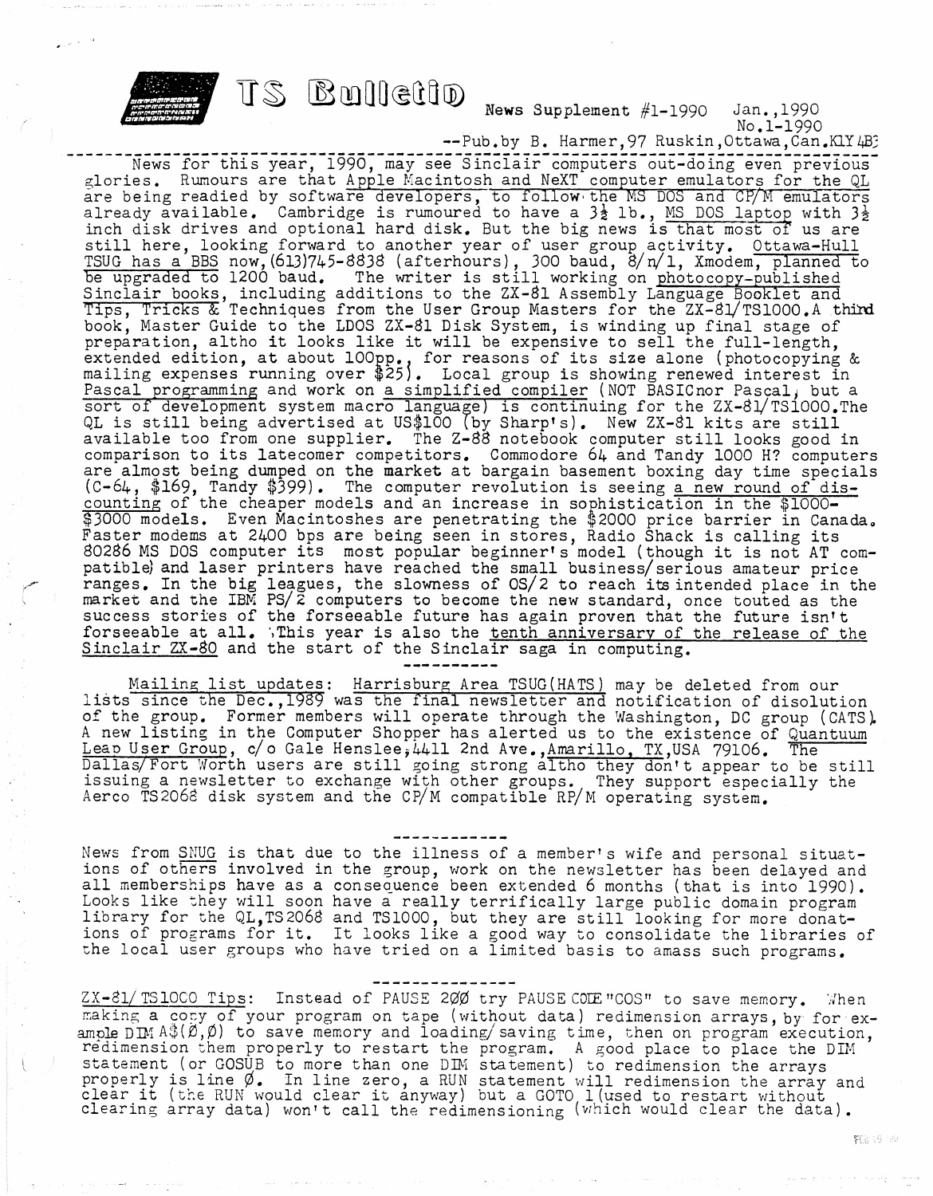# TS Bulletin

News Supplement #1-1990 Jan.,1990
No.1-1990
--Pub.by B. Harmer,97 Ruskin,Ottawa,Can.K1Y 4B3

News for this year, 1990, may see Sinclair computers out-doing even previous glories. Rumours are that Apple Macintosh and NeXT computer emulators for the QL are being readied by software developers, to follow the MS DOS and CP/M emulators already available. Cambridge is rumoured to have a 3½ lb., MS DOS laptop with 3½ inch disk drives and optional hard disk. But the big news is that most of us are still here, looking forward to another year of user group activity. Ottawa-Hull TSUG has a BBS now,(613)745-8838 (afterhours), 300 baud, 8/n/1, Xmodem, planned to be upgraded to 1200 baud. The writer is still working on photocopy-published Sinclair books, including additions to the ZX-81 Assembly Language Booklet and Tips, Tricks & Techniques from the User Group Masters for the ZX-81/TS1000.A third book, Master Guide to the LDOS ZX-81 Disk System, is winding up final stage of preparation, altho it looks like it will be expensive to sell the full-length, extended edition, at about 100pp., for reasons of its size alone (photocopying & mailing expenses running over $25). Local group is showing renewed interest in Pascal programming and work on a simplified compiler (NOT BASICnor Pascal, but a sort of development system macro language) is continuing for the ZX-81/TS1000.The QL is still being advertised at US$100 (by Sharp's). New ZX-81 kits are still available too from one supplier. The Z-88 notebook computer still looks good in comparison to its latecomer competitors. Commodore 64 and Tandy 1000 H? computers are almost being dumped on the market at bargain basement boxing day time specials (C-64, $169, Tandy $399). The computer revolution is seeing a new round of discounting of the cheaper models and an increase in sophistication in the $1000-$3000 models. Even Macintoshes are penetrating the $2000 price barrier in Canada. Faster modems at 2400 bps are being seen in stores, Radio Shack is calling its 80286 MS DOS computer its most popular beginner's model (though it is not AT compatible) and laser printers have reached the small business/serious amateur price ranges. In the big leagues, the slowness of OS/2 to reach its intended place in the market and the IBM PS/2 computers to become the new standard, once touted as the success stories of the forseeable future has again proven that the future isn't forseeable at all. This year is also the tenth anniversary of the release of the Sinclair ZX-80 and the start of the Sinclair saga in computing.

----------

Mailing list updates: Harrisburg Area TSUG(HATS) may be deleted from our lists since the Dec.,1989 was the final newsletter and notification of disolution of the group. Former members will operate through the Washington, DC group (CATS). A new listing in the Computer Shopper has alerted us to the existence of Quantuum Leap User Group, c/o Gale Henslee,4411 2nd Ave.,Amarillo, TX,USA 79106. The Dallas/Fort Worth users are still going strong altho they don't appear to be still issuing a newsletter to exchange with other groups. They support especially the Aerco TS2068 disk system and the CP/M compatible RP/M operating system.

------------

News from SNUG is that due to the illness of a member's wife and personal situations of others involved in the group, work on the newsletter has been delayed and all memberships have as a consequence been extended 6 months (that is into 1990). Looks like they will soon have a really terrifically large public domain program library for the QL,TS2068 and TS1000, but they are still looking for more donations of programs for it. It looks like a good way to consolidate the libraries of the local user groups who have tried on a limited basis to amass such programs.

---------------

ZX-81/TS1000 Tips: Instead of PAUSE 200 try PAUSE CODE "COS" to save memory. When making a copy of your program on tape (without data) redimension arrays, by for example DIM A$(0,0) to save memory and loading/saving time, then on program execution, redimension them properly to restart the program. A good place to place the DIM statement (or GOSUB to more than one DIM statement) to redimension the arrays properly is line 0. In line zero, a RUN statement will redimension the array and clear it (the RUN would clear it anyway) but a GOTO 1 (used to restart without clearing array data) won't call the redimensioning (which would clear the data).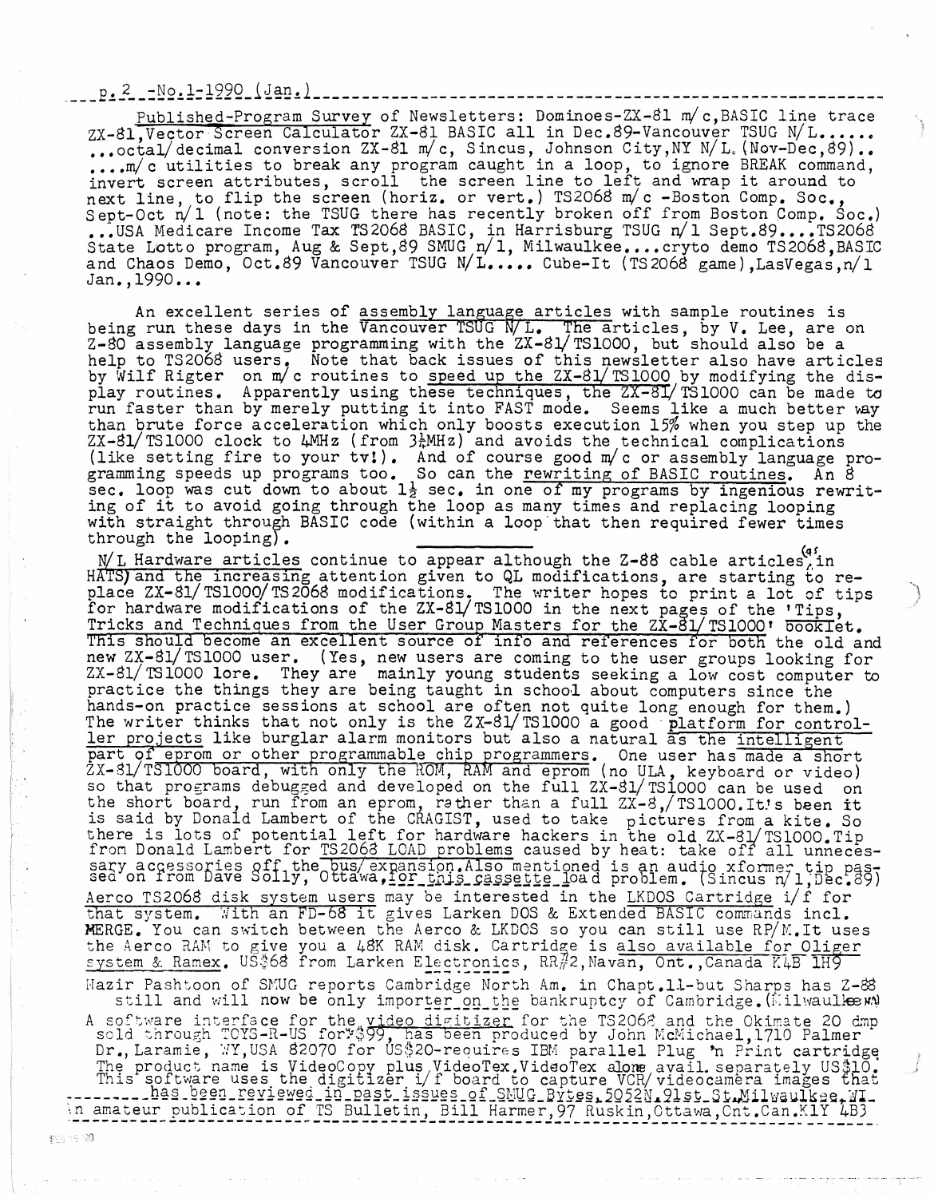Published-Program Survey of Newsletters: Dominoes-ZX-81 m/c,BASIC line trace ZX-81,Vector Screen Calculator ZX-81 BASIC all in Dec.89-Vancouver TSUG N/L..... ...octal/decimal conversion ZX-81 m/c, Sincus, Johnson City,NY N/L (Nov-Dec,89).. ....m/c utilities to break any program caught in a loop, to ignore BREAK command, invert screen attributes, scroll the screen line to left and wrap it around to next line, to flip the screen (horiz. or vert.) TS2068 m/c -Boston Comp. Soc., Sept-Oct n/l (note: the TSUG there has recently broken off from Boston Comp. Soc.) ...USA Medicare Income Tax TS2068 BASIC, in Harrisburg TSUG n/l Sept.89....TS2068 State Lotto program, Aug & Sept,89 SMUG n/l, Milwaulkee....cryto demo TS2068,BASIC and Chaos Demo, Oct.89 Vancouver TSUG N/L..... Cube-It (TS2068 game),LasVegas,n/l Jan.,1990...

An excellent series of assembly language articles with sample routines is being run these days in the Vancouver TSUG N/L. The articles, by V. Lee, are on Z-80 assembly language programming with the ZX-81/TS1000, but should also be a help to TS2068 users. Note that back issues of this newsletter also have articles by Wilf Rigter on m/c routines to speed up the ZX-81/TS1000 by modifying the display routines. Apparently using these techniques, the ZX-81/TS1000 can be made to run faster than by merely putting it into FAST mode. Seems like a much better way than brute force acceleration which only boosts execution 15% when you step up the ZX-81/TS1000 clock to 4MHz (from 3¼MHz) and avoids the technical complications (like setting fire to your tv!). And of course good m/c or assembly language programming speeds up programs too. So can the rewriting of BASIC routines. An 8 sec. loop was cut down to about 1½ sec. in one of my programs by ingenious rewriting of it to avoid going through the loop as many times and replacing looping with straight through BASIC code (within a loop that then required fewer times through the looping).

N/L Hardware articles continue to appear although the Z-88 cable articles (as in HATS) and the increasing attention given to QL modifications, are starting to replace ZX-81/TS1000/TS2068 modifications. The writer hopes to print a lot of tips for hardware modifications of the ZX-81/TS1000 in the next pages of the 'Tips, Tricks and Techniques from the User Group Masters for the ZX-81/TS1000' booklet. This should become an excellent source of info and references for both the old and new ZX-81/TS1000 user. (Yes, new users are coming to the user groups looking for ZX-81/TS1000 lore. They are mainly young students seeking a low cost computer to practice the things they are being taught in school about computers since the hands-on practice sessions at school are often not quite long enough for them.) The writer thinks that not only is the ZX-81/TS1000 a good platform for controller projects like burglar alarm monitors but also a natural as the intelligent part of eprom or other programmable chip programmers. One user has made a short ZX-81/TS1000 board, with only the ROM, RAM and eprom (no ULA, keyboard or video) so that programs debugged and developed on the full ZX-81/TS1000 can be used on the short board, run from an eprom, rather than a full ZX-8,/TS1000.It's been it is said by Donald Lambert of the CRAGIST, used to take pictures from a kite. So there is lots of potential left for hardware hackers in the old ZX-81/TS1000.Tip from Donald Lambert for TS2068 LOAD problems caused by heat: take off all unnecessary accessories off the bus/expansion.Also mentioned is an audio xformer tip passed on from Dave Solly, Ottawa,for this cassette load problem. (Sincus n/l,Dec.89)

Aerco TS2068 disk system users may be interested in the LKDOS Cartridge i/f for that system. With an FD-68 it gives Larken DOS & Extended BASIC commands incl. MERGE. You can switch between the Aerco & LKDOS so you can still use RP/M.It uses the Aerco RAM to give you a 48K RAM disk. Cartridge is also available for Oliger system & Ramex. US$68 from Larken Electronics, RR#2,Navan, Ont.,Canada K4B 1H9

Nazir Pashtoon of SMUG reports Cambridge North Am. in Chapt.11-but Sharps has Z-88 still and will now be only importer on the bankruptcy of Cambridge.(Milwaulkee n/l)

A software interface for the video digitizer for the TS2068 and the Okimate 20 dmp sold through TOYS-R-US for $99, has been produced by John McMichael,1710 Palmer Dr.,Laramie, WY,USA 82070 for US$20-requires IBM parallel Plug 'n Print cartridge The product name is VideoCopy plus VideoTex.VideoTex alone avail. separately US$10. This software uses the digitizer i/f board to capture VCR/videocamera images that has been reviewed in past issues of SMUG Bytes,5052N.91st St,Milwaukee,WI

an amateur publication of TS Bulletin, Bill Harmer,97 Ruskin,Ottawa,Ont.Can.K1Y 4B3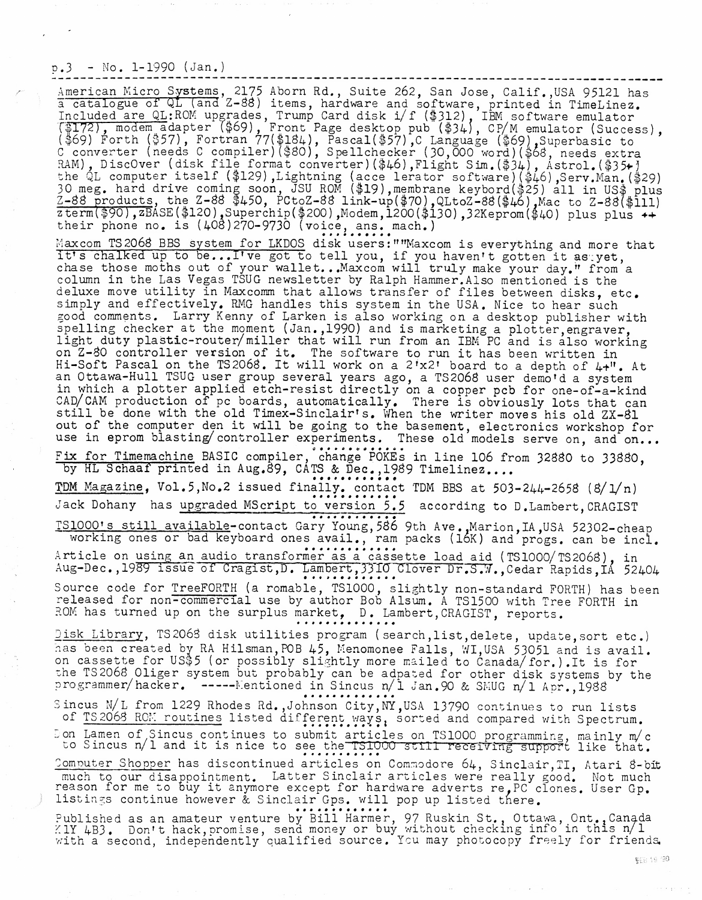p.3 - No. 1-1990 (Jan.)

---

American Micro Systems, 2175 Aborn Rd., Suite 262, San Jose, Calif.,USA 95121 has a catalogue of QL (and Z-88) items, hardware and software, printed in TimeLinez. Included are QL:ROM upgrades, Trump Card disk i/f ($312), IBM software emulator ($172), modem adapter ($69), Front Page desktop pub ($34), CP/M emulator (Success), ($69) Forth ($57), Fortran 77($184), Pascal($57),C Language ($69),Superbasic to C converter (needs C compiler)($80), Spellchecker (30,000 word)($68, needs extra RAM), DiscOver (disk file format converter)($46),Flight Sim.($34), Astrol.($35+) the QL computer itself ($129),Lightning (acce lerator software)($46),Serv.Man.($29) 30 meg. hard drive coming soon, JSU ROM ($19),membrane keybord($25) all in US$ plus Z-88 products, the Z-88 $450, PCtoZ-88 link-up($70),QLtoZ-88($46),Mac to Z-88($111) zterm($90),zBASE($120),Superchip($200),Modem,1200($130),32Keprom($40) plus plus ++ their phone no. is (408)270-9730 (voice, ans. mach.)

.........

Maxcom TS2068 BBS system for LKDOS disk users:""Maxcom is everything and more that it's chalked up to be...I've got to tell you, if you haven't gotten it as yet, chase those moths out of your wallet...Maxcom will truly make your day." from a column in the Las Vegas TSUG newsletter by Ralph Hammer.Also mentioned is the deluxe move utility in Maxcomm that allows transfer of files between disks, etc. simply and effectively. RMG handles this system in the USA. Nice to hear such good comments. Larry Kenny of Larken is also working on a desktop publisher with spelling checker at the moment (Jan.,1990) and is marketing a plotter,engraver, light duty plastic-router/miller that will run from an IBM PC and is also working on Z-80 controller version of it. The software to run it has been written in Hi-Soft Pascal on the TS2068. It will work on a 2'x2' board to a depth of 4+". At an Ottawa-Hull TSUG user group several years ago, a TS2068 user demo'd a system in which a plotter applied etch-resist directly on a copper pcb for one-of-a-kind CAD/CAM production of pc boards, automatically. There is obviously lots that can still be done with the old Timex-Sinclair's. When the writer moves his old ZX-81 out of the computer den it will be going to the basement, electronics workshop for use in eprom blasting/controller experiments. These old models serve on, and on...

............

Fix for Timemachine BASIC compiler, change POKEs in line 106 from 32880 to 33880, by HL Schaaf printed in Aug.89, CATS & Dec.,1989 Timelinez....

............

TDM Magazine, Vol.5,No.2 issued finally. contact TDM BBS at 503-244-2658 (8/1/n)

............

Jack Dohany has upgraded MScript to version 5.5 according to D.Lambert,CRAGIST

............

TS1000's still available-contact Gary Young,586 9th Ave.,Marion,IA,USA 52302-cheap working ones or bad keyboard ones avail., ram packs (16K) and progs. can be incl.

............

Article on using an audio transformer as a cassette load aid (TS1000/TS2068), in Aug-Dec.,1989 issue of Cragist,D. Lambert,3310 Clover Dr.S.W.,Cedar Rapids,IA 52404

............

Source code for TreeFORTH (a romable, TS1000, slightly non-standard FORTH) has been released for non-commercial use by author Bob Alsum. A TS1500 with Tree FORTH in ROM has turned up on the surplus market, D. Lambert,CRAGIST, reports.

............

Disk Library, TS2068 disk utilities program (search,list,delete, update,sort etc.) has been created by RA Hilsman,POB 45, Menomonee Falls, WI,USA 53051 and is avail. on cassette for US$5 (or possibly slightly more mailed to Canada/for.).It is for the TS2068 Oliger system but probably can be adpated for other disk systems by the programmer/hacker. -----Mentioned in Sincus n/l Jan.90 & SMUG n/l Apr.,1988

............

Sincus N/L from 1229 Rhodes Rd.,Johnson City,NY,USA 13790 continues to run lists of TS2068 ROM routines listed different ways, sorted and compared with Spectrum.

............

Don Lamen of Sincus continues to submit articles on TS1000 programming, mainly m/c to Sincus n/l and it is nice to see the TS1000 still receiving support like that.

............

Computer Shopper has discontinued articles on Commodore 64, Sinclair,TI, Atari 8-bit much to our disappointment. Latter Sinclair articles were really good. Not much reason for me to buy it anymore except for hardware adverts re,PC clones. User Gp. listings continue however & Sinclair Gps. will pop up listed there.

............

Published as an amateur venture by Bill Harmer, 97 Ruskin St., Ottawa, Ont.,Canada K1Y 4B3. Don't hack,promise, send money or buy without checking info in this n/l with a second, independently qualified source. You may photocopy freely for friends.